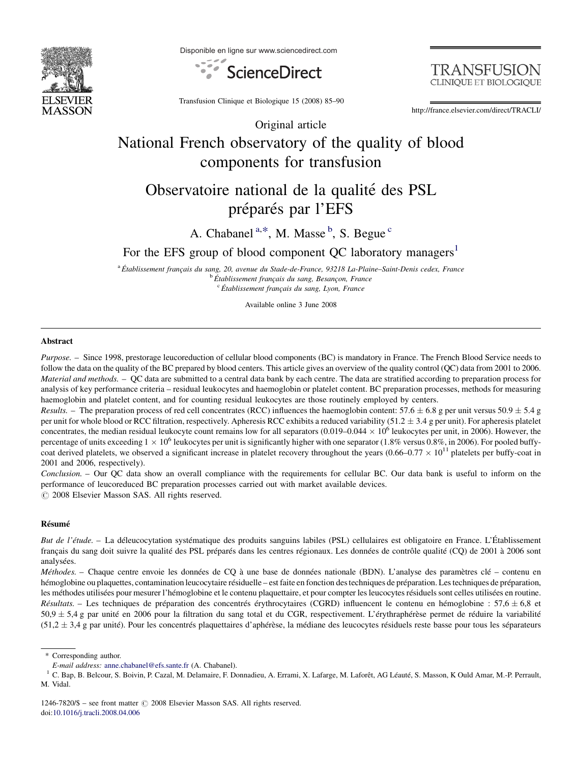Original article

# National French observatory of the quality of blood components for transfusion

# Observatoire national de la qualité des PSL préparés par l'EFS

A. Chabanel [a,*], M. Masse [b], S. Begue [c]

For the EFS group of blood component QC laboratory managers[1]

[a] Établissement français du sang, 20, avenue du Stade-de-France, 93218 La-Plaine–Saint-Denis cedex, France
[b] Établissement français du sang, Besançon, France
[c] Établissement français du sang, Lyon, France

Available online 3 June 2008

## Abstract

*Purpose.* – Since 1998, prestorage leucoreduction of cellular blood components (BC) is mandatory in France. The French Blood Service needs to follow the data on the quality of the BC prepared by blood centers. This article gives an overview of the quality control (QC) data from 2001 to 2006.

*Material and methods.* – QC data are submitted to a central data bank by each centre. The data are stratified according to preparation process for analysis of key performance criteria – residual leukocytes and haemoglobin or platelet content. BC preparation processes, methods for measuring haemoglobin and platelet content, and for counting residual leukocytes are those routinely employed by centers.

*Results.* – The preparation process of red cell concentrates (RCC) influences the haemoglobin content: $57.6 \pm 6.8$ g per unit versus $50.9 \pm 5.4$ g per unit for whole blood or RCC filtration, respectively. Apheresis RCC exhibits a reduced variability ($51.2 \pm 3.4$ g per unit). For apheresis platelet concentrates, the median residual leukocyte count remains low for all separators ($0.019–0.044 \times 10^6$ leukocytes per unit, in 2006). However, the percentage of units exceeding $1 \times 10^6$ leukocytes per unit is significantly higher with one separator (1.8% versus 0.8%, in 2006). For pooled buffy-coat derived platelets, we observed a significant increase in platelet recovery throughout the years ($0.66–0.77 \times 10^{11}$ platelets per buffy-coat in 2001 and 2006, respectively).

*Conclusion.* – Our QC data show an overall compliance with the requirements for cellular BC. Our data bank is useful to inform on the performance of leucoreduced BC preparation processes carried out with market available devices.

© 2008 Elsevier Masson SAS. All rights reserved.

## Résumé

*But de l'étude.* – La déleucocytation systématique des produits sanguins labiles (PSL) cellulaires est obligatoire en France. L'Établissement français du sang doit suivre la qualité des PSL préparés dans les centres régionaux. Les données de contrôle qualité (CQ) de 2001 à 2006 sont analysées.

*Méthodes.* – Chaque centre envoie les données de CQ à une base de données nationale (BDN). L'analyse des paramètres clé – contenu en hémoglobine ou plaquettes, contamination leucocytaire résiduelle – est faite en fonction des techniques de préparation. Les techniques de préparation, les méthodes utilisées pour mesurer l'hémoglobine et le contenu plaquettaire, et pour compter les leucocytes résiduels sont celles utilisées en routine.

*Résultats.* – Les techniques de préparation des concentrés érythrocytaires (CGRD) influencent le contenu en hémoglobine : $57{,}6 \pm 6{,}8$ et $50{,}9 \pm 5{,}4$ g par unité en 2006 pour la filtration du sang total et du CGR, respectivement. L'érythraphérèse permet de réduire la variabilité ($51{,}2 \pm 3{,}4$ g par unité). Pour les concentrés plaquettaires d'aphérèse, la médiane des leucocytes résiduels reste basse pour tous les séparateurs

---

\* Corresponding author.
*E-mail address:* anne.chabanel@efs.sante.fr (A. Chabanel).

[1] C. Bap, B. Belcour, S. Boivin, P. Cazal, M. Delamaire, F. Donnadieu, A. Errami, X. Lafarge, M. Laforêt, AG Léauté, S. Masson, K Ould Amar, M.-P. Perrault, M. Vidal.

1246-7820/$ – see front matter © 2008 Elsevier Masson SAS. All rights reserved.
doi:10.1016/j.tracli.2008.04.006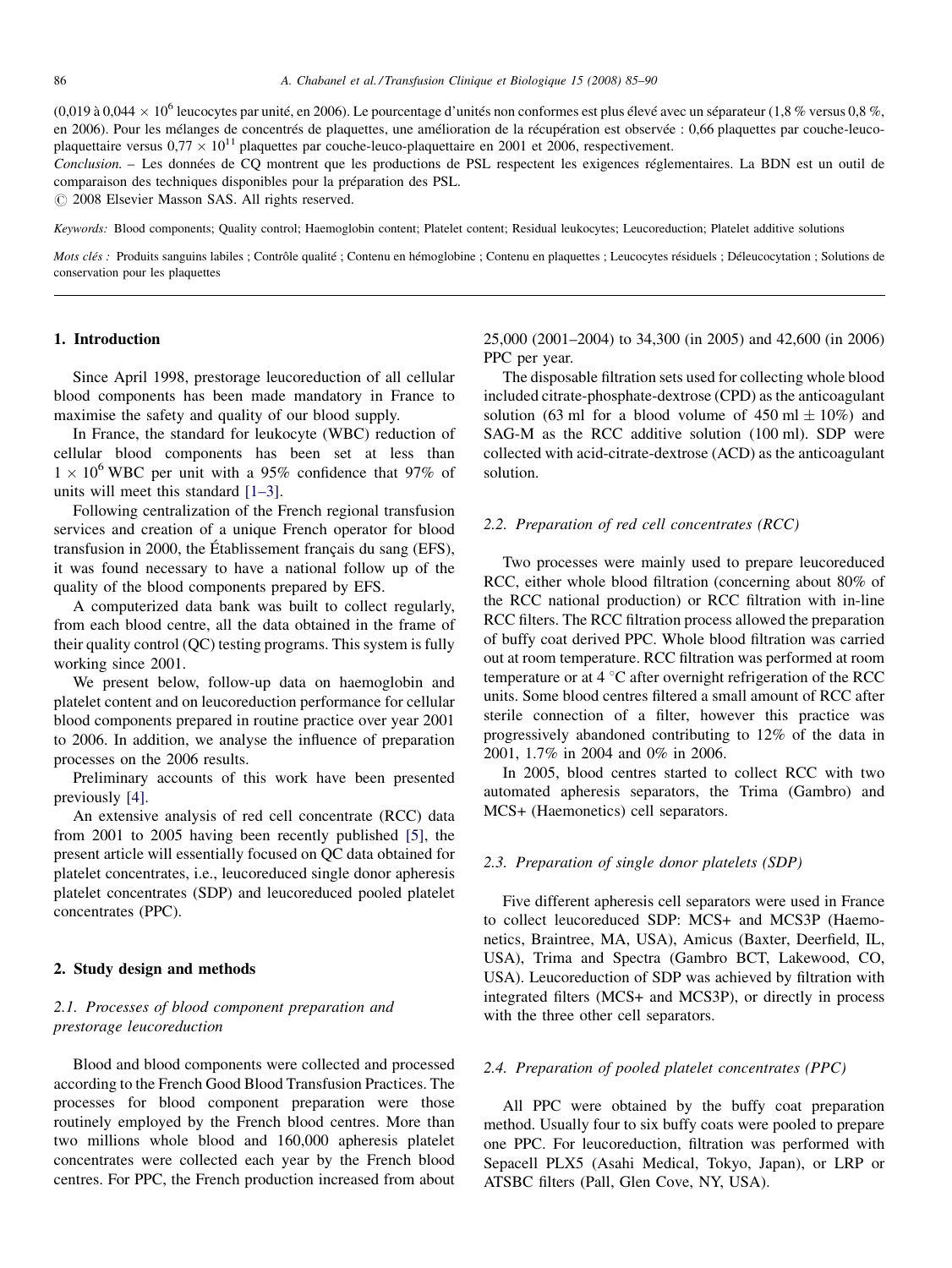(0,019 à 0,044 × $10^6$ leucocytes par unité, en 2006). Le pourcentage d'unités non conformes est plus élevé avec un séparateur (1,8 % versus 0,8 %, en 2006). Pour les mélanges de concentrés de plaquettes, une amélioration de la récupération est observée : 0,66 plaquettes par couche-leuco-plaquettaire versus 0,77 × $10^{11}$ plaquettes par couche-leuco-plaquettaire en 2001 et 2006, respectivement.

*Conclusion.* – Les données de CQ montrent que les productions de PSL respectent les exigences réglementaires. La BDN est un outil de comparaison des techniques disponibles pour la préparation des PSL.

© 2008 Elsevier Masson SAS. All rights reserved.

*Keywords:* Blood components; Quality control; Haemoglobin content; Platelet content; Residual leukocytes; Leucoreduction; Platelet additive solutions

*Mots clés :* Produits sanguins labiles ; Contrôle qualité ; Contenu en hémoglobine ; Contenu en plaquettes ; Leucocytes résiduels ; Déleucocytation ; Solutions de conservation pour les plaquettes

## 1. Introduction

Since April 1998, prestorage leucoreduction of all cellular blood components has been made mandatory in France to maximise the safety and quality of our blood supply.

In France, the standard for leukocyte (WBC) reduction of cellular blood components has been set at less than $1 \times 10^6$ WBC per unit with a 95% confidence that 97% of units will meet this standard [1–3].

Following centralization of the French regional transfusion services and creation of a unique French operator for blood transfusion in 2000, the Établissement français du sang (EFS), it was found necessary to have a national follow up of the quality of the blood components prepared by EFS.

A computerized data bank was built to collect regularly, from each blood centre, all the data obtained in the frame of their quality control (QC) testing programs. This system is fully working since 2001.

We present below, follow-up data on haemoglobin and platelet content and on leucoreduction performance for cellular blood components prepared in routine practice over year 2001 to 2006. In addition, we analyse the influence of preparation processes on the 2006 results.

Preliminary accounts of this work have been presented previously [4].

An extensive analysis of red cell concentrate (RCC) data from 2001 to 2005 having been recently published [5], the present article will essentially focused on QC data obtained for platelet concentrates, i.e., leucoreduced single donor apheresis platelet concentrates (SDP) and leucoreduced pooled platelet concentrates (PPC).

## 2. Study design and methods

### 2.1. Processes of blood component preparation and prestorage leucoreduction

Blood and blood components were collected and processed according to the French Good Blood Transfusion Practices. The processes for blood component preparation were those routinely employed by the French blood centres. More than two millions whole blood and 160,000 apheresis platelet concentrates were collected each year by the French blood centres. For PPC, the French production increased from about 25,000 (2001–2004) to 34,300 (in 2005) and 42,600 (in 2006) PPC per year.

The disposable filtration sets used for collecting whole blood included citrate-phosphate-dextrose (CPD) as the anticoagulant solution (63 ml for a blood volume of 450 ml ± 10%) and SAG-M as the RCC additive solution (100 ml). SDP were collected with acid-citrate-dextrose (ACD) as the anticoagulant solution.

### 2.2. Preparation of red cell concentrates (RCC)

Two processes were mainly used to prepare leucoreduced RCC, either whole blood filtration (concerning about 80% of the RCC national production) or RCC filtration with in-line RCC filters. The RCC filtration process allowed the preparation of buffy coat derived PPC. Whole blood filtration was carried out at room temperature. RCC filtration was performed at room temperature or at 4 °C after overnight refrigeration of the RCC units. Some blood centres filtered a small amount of RCC after sterile connection of a filter, however this practice was progressively abandoned contributing to 12% of the data in 2001, 1.7% in 2004 and 0% in 2006.

In 2005, blood centres started to collect RCC with two automated apheresis separators, the Trima (Gambro) and MCS+ (Haemonetics) cell separators.

### 2.3. Preparation of single donor platelets (SDP)

Five different apheresis cell separators were used in France to collect leucoreduced SDP: MCS+ and MCS3P (Haemonetics, Braintree, MA, USA), Amicus (Baxter, Deerfield, IL, USA), Trima and Spectra (Gambro BCT, Lakewood, CO, USA). Leucoreduction of SDP was achieved by filtration with integrated filters (MCS+ and MCS3P), or directly in process with the three other cell separators.

### 2.4. Preparation of pooled platelet concentrates (PPC)

All PPC were obtained by the buffy coat preparation method. Usually four to six buffy coats were pooled to prepare one PPC. For leucoreduction, filtration was performed with Sepacell PLX5 (Asahi Medical, Tokyo, Japan), or LRP or ATSBC filters (Pall, Glen Cove, NY, USA).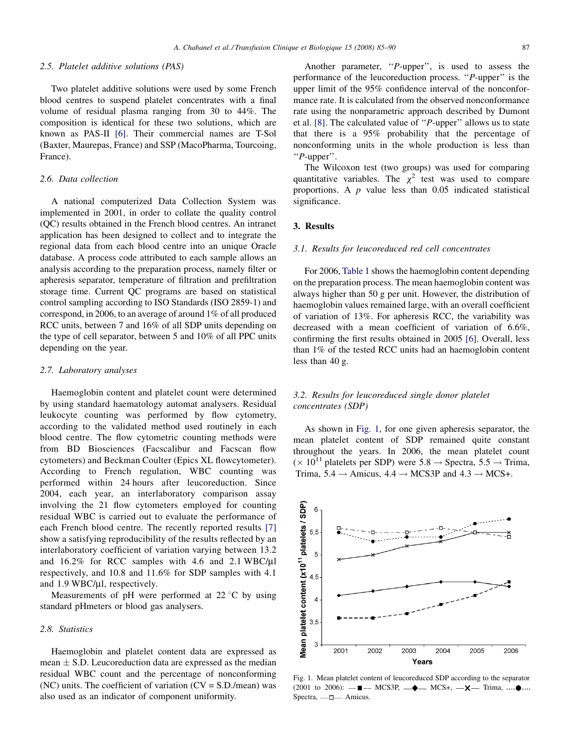### 2.5. Platelet additive solutions (PAS)

Two platelet additive solutions were used by some French blood centres to suspend platelet concentrates with a final volume of residual plasma ranging from 30 to 44%. The composition is identical for these two solutions, which are known as PAS-II [6]. Their commercial names are T-Sol (Baxter, Maurepas, France) and SSP (MacoPharma, Tourcoing, France).

### 2.6. Data collection

A national computerized Data Collection System was implemented in 2001, in order to collate the quality control (QC) results obtained in the French blood centres. An intranet application has been designed to collect and to integrate the regional data from each blood centre into an unique Oracle database. A process code attributed to each sample allows an analysis according to the preparation process, namely filter or apheresis separator, temperature of filtration and prefiltration storage time. Current QC programs are based on statistical control sampling according to ISO Standards (ISO 2859-1) and correspond, in 2006, to an average of around 1% of all produced RCC units, between 7 and 16% of all SDP units depending on the type of cell separator, between 5 and 10% of all PPC units depending on the year.

### 2.7. Laboratory analyses

Haemoglobin content and platelet count were determined by using standard haematology automat analysers. Residual leukocyte counting was performed by flow cytometry, according to the validated method used routinely in each blood centre. The flow cytometric counting methods were from BD Biosciences (Facscalibur and Facscan flow cytometers) and Beckman Coulter (Epics XL flowcytometer). According to French regulation, WBC counting was performed within 24 hours after leucoreduction. Since 2004, each year, an interlaboratory comparison assay involving the 21 flow cytometers employed for counting residual WBC is carried out to evaluate the performance of each French blood centre. The recently reported results [7] show a satisfying reproducibility of the results reflected by an interlaboratory coefficient of variation varying between 13.2 and 16.2% for RCC samples with 4.6 and 2.1 WBC/μl respectively, and 10.8 and 11.6% for SDP samples with 4.1 and 1.9 WBC/μl, respectively.

Measurements of pH were performed at 22 °C by using standard pHmeters or blood gas analysers.

### 2.8. Statistics

Haemoglobin and platelet content data are expressed as mean ± S.D. Leucoreduction data are expressed as the median residual WBC count and the percentage of nonconforming (NC) units. The coefficient of variation (CV = S.D./mean) was also used as an indicator of component uniformity.

Another parameter, ''*P*-upper'', is used to assess the performance of the leucoreduction process. ''*P*-upper'' is the upper limit of the 95% confidence interval of the nonconformance rate. It is calculated from the observed nonconformance rate using the nonparametric approach described by Dumont et al. [8]. The calculated value of ''*P*-upper'' allows us to state that there is a 95% probability that the percentage of nonconforming units in the whole production is less than ''*P*-upper''.

The Wilcoxon test (two groups) was used for comparing quantitative variables. The $\chi^2$ test was used to compare proportions. A $p$ value less than 0.05 indicated statistical significance.

## 3. Results

### 3.1. Results for leucoreduced red cell concentrates

For 2006, Table 1 shows the haemoglobin content depending on the preparation process. The mean haemoglobin content was always higher than 50 g per unit. However, the distribution of haemoglobin values remained large, with an overall coefficient of variation of 13%. For apheresis RCC, the variability was decreased with a mean coefficient of variation of 6.6%, confirming the first results obtained in 2005 [6]. Overall, less than 1% of the tested RCC units had an haemoglobin content less than 40 g.

### 3.2. Results for leucoreduced single donor platelet concentrates (SDP)

As shown in Fig. 1, for one given apheresis separator, the mean platelet content of SDP remained quite constant throughout the years. In 2006, the mean platelet count ($\times 10^{11}$ platelets per SDP) were 5.8 → Spectra, 5.5 → Trima, Trima, 5.4 → Amicus, 4.4 → MCS3P and 4.3 → MCS+.

Fig. 1. Mean platelet content of leucoreduced SDP according to the separator (2001 to 2006): —■— MCS3P, —◆— MCS+, —X— Trima, ....●.... Spectra, —□— Amicus.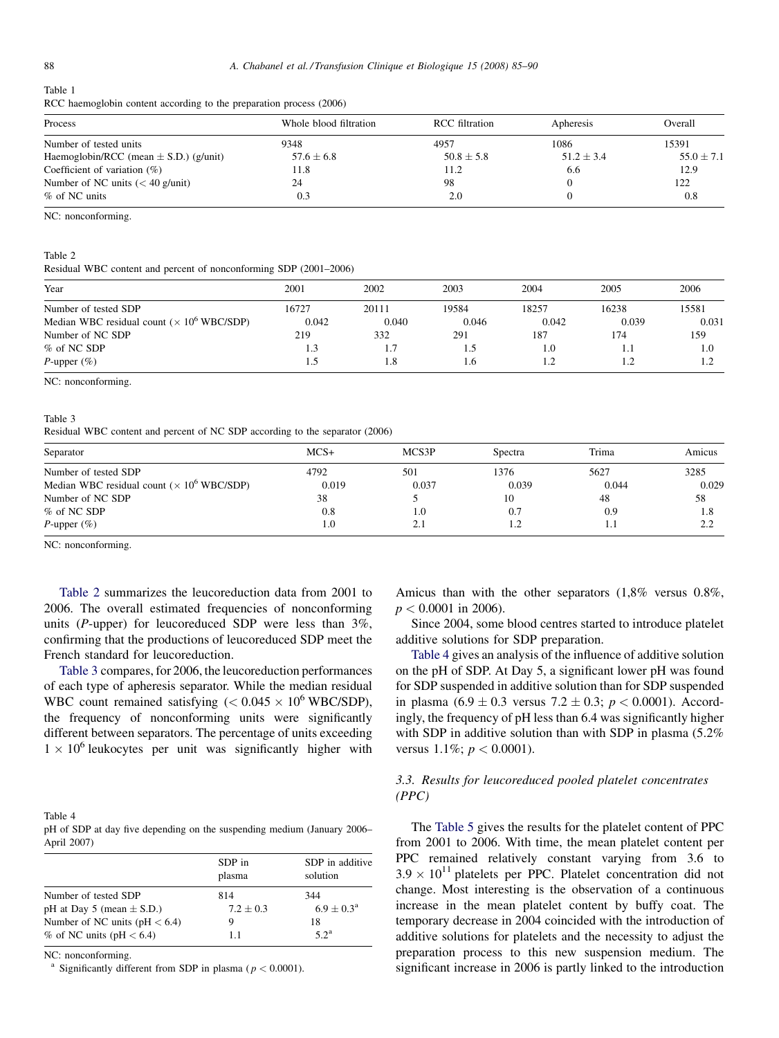Table 1
RCC haemoglobin content according to the preparation process (2006)

| Process | Whole blood filtration | RCC filtration | Apheresis | Overall |
|---|---|---|---|---|
| Number of tested units | 9348 | 4957 | 1086 | 15391 |
| Haemoglobin/RCC (mean ± S.D.) (g/unit) | 57.6 ± 6.8 | 50.8 ± 5.8 | 51.2 ± 3.4 | 55.0 ± 7.1 |
| Coefficient of variation (%) | 11.8 | 11.2 | 6.6 | 12.9 |
| Number of NC units (< 40 g/unit) | 24 | 98 | 0 | 122 |
| % of NC units | 0.3 | 2.0 | 0 | 0.8 |

NC: nonconforming.

Table 2
Residual WBC content and percent of nonconforming SDP (2001–2006)

| Year | 2001 | 2002 | 2003 | 2004 | 2005 | 2006 |
|---|---|---|---|---|---|---|
| Number of tested SDP | 16727 | 20111 | 19584 | 18257 | 16238 | 15581 |
| Median WBC residual count ($\times 10^6$ WBC/SDP) | 0.042 | 0.040 | 0.046 | 0.042 | 0.039 | 0.031 |
| Number of NC SDP | 219 | 332 | 291 | 187 | 174 | 159 |
| % of NC SDP | 1.3 | 1.7 | 1.5 | 1.0 | 1.1 | 1.0 |
| *P*-upper (%) | 1.5 | 1.8 | 1.6 | 1.2 | 1.2 | 1.2 |

NC: nonconforming.

Table 3
Residual WBC content and percent of NC SDP according to the separator (2006)

| Separator | MCS+ | MCS3P | Spectra | Trima | Amicus |
|---|---|---|---|---|---|
| Number of tested SDP | 4792 | 501 | 1376 | 5627 | 3285 |
| Median WBC residual count ($\times 10^6$ WBC/SDP) | 0.019 | 0.037 | 0.039 | 0.044 | 0.029 |
| Number of NC SDP | 38 | 5 | 10 | 48 | 58 |
| % of NC SDP | 0.8 | 1.0 | 0.7 | 0.9 | 1.8 |
| *P*-upper (%) | 1.0 | 2.1 | 1.2 | 1.1 | 2.2 |

NC: nonconforming.

Table 2 summarizes the leucoreduction data from 2001 to 2006. The overall estimated frequencies of nonconforming units (*P*-upper) for leucoreduced SDP were less than 3%, confirming that the productions of leucoreduced SDP meet the French standard for leucoreduction.

Table 3 compares, for 2006, the leucoreduction performances of each type of apheresis separator. While the median residual WBC count remained satisfying ($< 0.045 \times 10^6$ WBC/SDP), the frequency of nonconforming units were significantly different between separators. The percentage of units exceeding $1 \times 10^6$ leukocytes per unit was significantly higher with Amicus than with the other separators (1,8% versus 0.8%, $p < 0.0001$ in 2006).

Since 2004, some blood centres started to introduce platelet additive solutions for SDP preparation.

Table 4 gives an analysis of the influence of additive solution on the pH of SDP. At Day 5, a significant lower pH was found for SDP suspended in additive solution than for SDP suspended in plasma (6.9 ± 0.3 versus 7.2 ± 0.3; $p < 0.0001$). Accordingly, the frequency of pH less than 6.4 was significantly higher with SDP in additive solution than with SDP in plasma (5.2% versus 1.1%; $p < 0.0001$).

Table 4
pH of SDP at day five depending on the suspending medium (January 2006–April 2007)

| | SDP in plasma | SDP in additive solution |
|---|---|---|
| Number of tested SDP | 814 | 344 |
| pH at Day 5 (mean ± S.D.) | 7.2 ± 0.3 | 6.9 ± 0.3[a] |
| Number of NC units (pH < 6.4) | 9 | 18 |
| % of NC units (pH < 6.4) | 1.1 | 5.2[a] |

NC: nonconforming.
[a] Significantly different from SDP in plasma ($p < 0.0001$).

### 3.3. Results for leucoreduced pooled platelet concentrates (PPC)

The Table 5 gives the results for the platelet content of PPC from 2001 to 2006. With time, the mean platelet content per PPC remained relatively constant varying from 3.6 to $3.9 \times 10^{11}$ platelets per PPC. Platelet concentration did not change. Most interesting is the observation of a continuous increase in the mean platelet content by buffy coat. The temporary decrease in 2004 coincided with the introduction of additive solutions for platelets and the necessity to adjust the preparation process to this new suspension medium. The significant increase in 2006 is partly linked to the introduction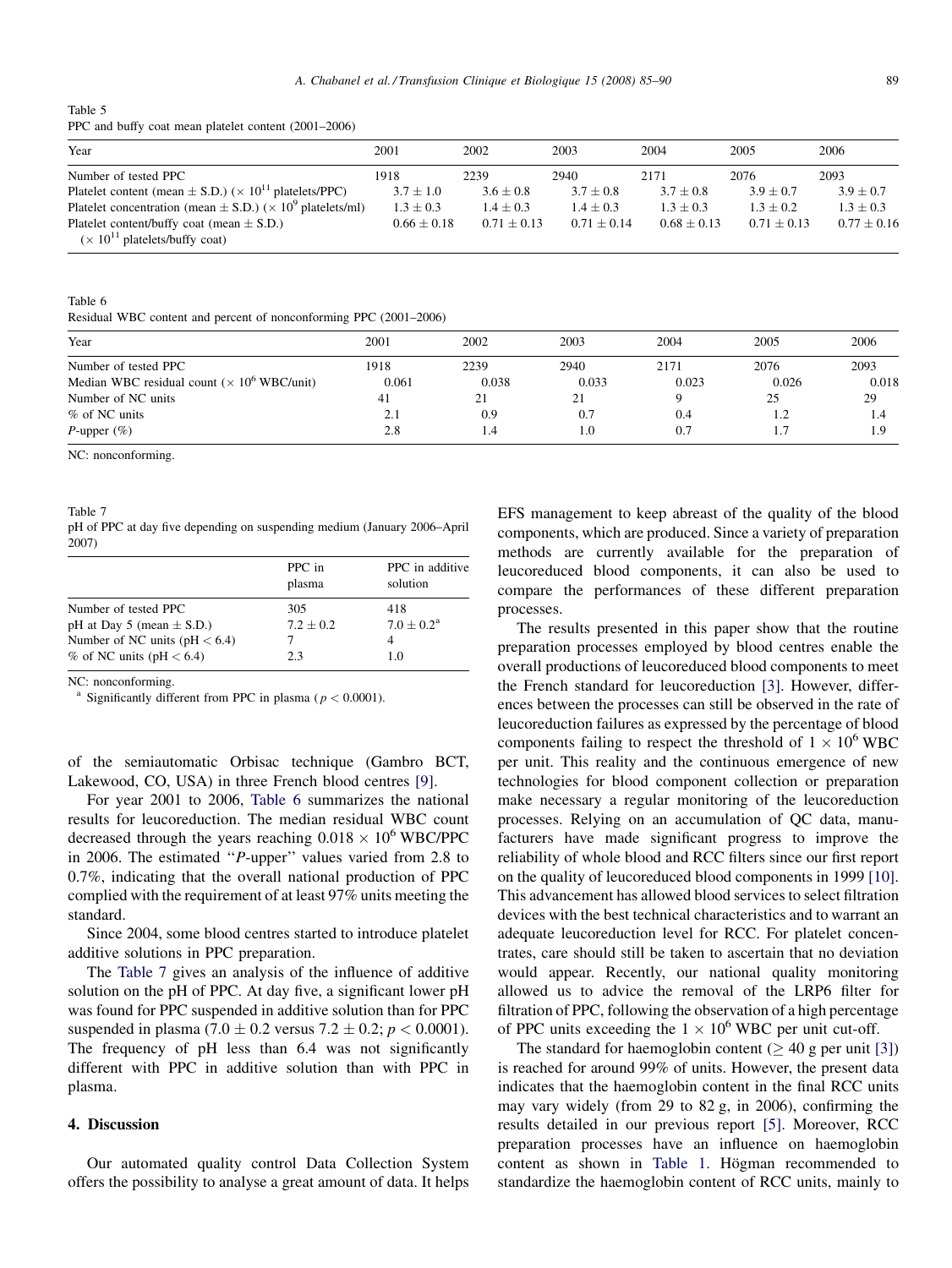Table 5
PPC and buffy coat mean platelet content (2001–2006)

| Year | 2001 | 2002 | 2003 | 2004 | 2005 | 2006 |
|---|---|---|---|---|---|---|
| Number of tested PPC | 1918 | 2239 | 2940 | 2171 | 2076 | 2093 |
| Platelet content (mean ± S.D.) ($\times 10^{11}$ platelets/PPC) | 3.7 ± 1.0 | 3.6 ± 0.8 | 3.7 ± 0.8 | 3.7 ± 0.8 | 3.9 ± 0.7 | 3.9 ± 0.7 |
| Platelet concentration (mean ± S.D.) ($\times 10^{9}$ platelets/ml) | 1.3 ± 0.3 | 1.4 ± 0.3 | 1.4 ± 0.3 | 1.3 ± 0.3 | 1.3 ± 0.2 | 1.3 ± 0.3 |
| Platelet content/buffy coat (mean ± S.D.) ($\times 10^{11}$ platelets/buffy coat) | 0.66 ± 0.18 | 0.71 ± 0.13 | 0.71 ± 0.14 | 0.68 ± 0.13 | 0.71 ± 0.13 | 0.77 ± 0.16 |

Table 6
Residual WBC content and percent of nonconforming PPC (2001–2006)

| Year | 2001 | 2002 | 2003 | 2004 | 2005 | 2006 |
|---|---|---|---|---|---|---|
| Number of tested PPC | 1918 | 2239 | 2940 | 2171 | 2076 | 2093 |
| Median WBC residual count ($\times 10^{6}$ WBC/unit) | 0.061 | 0.038 | 0.033 | 0.023 | 0.026 | 0.018 |
| Number of NC units | 41 | 21 | 21 | 9 | 25 | 29 |
| % of NC units | 2.1 | 0.9 | 0.7 | 0.4 | 1.2 | 1.4 |
| *P*-upper (%) | 2.8 | 1.4 | 1.0 | 0.7 | 1.7 | 1.9 |

NC: nonconforming.

Table 7
pH of PPC at day five depending on suspending medium (January 2006–April 2007)

| | PPC in plasma | PPC in additive solution |
|---|---|---|
| Number of tested PPC | 305 | 418 |
| pH at Day 5 (mean ± S.D.) | 7.2 ± 0.2 | 7.0 ± 0.2[a] |
| Number of NC units (pH < 6.4) | 7 | 4 |
| % of NC units (pH < 6.4) | 2.3 | 1.0 |

NC: nonconforming.
[a] Significantly different from PPC in plasma ($p < 0.0001$).

of the semiautomatic Orbisac technique (Gambro BCT, Lakewood, CO, USA) in three French blood centres [9].

For year 2001 to 2006, Table 6 summarizes the national results for leucoreduction. The median residual WBC count decreased through the years reaching $0.018 \times 10^{6}$ WBC/PPC in 2006. The estimated "*P*-upper" values varied from 2.8 to 0.7%, indicating that the overall national production of PPC complied with the requirement of at least 97% units meeting the standard.

Since 2004, some blood centres started to introduce platelet additive solutions in PPC preparation.

The Table 7 gives an analysis of the influence of additive solution on the pH of PPC. At day five, a significant lower pH was found for PPC suspended in additive solution than for PPC suspended in plasma (7.0 ± 0.2 versus 7.2 ± 0.2; $p < 0.0001$). The frequency of pH less than 6.4 was not significantly different with PPC in additive solution than with PPC in plasma.

## 4. Discussion

Our automated quality control Data Collection System offers the possibility to analyse a great amount of data. It helps EFS management to keep abreast of the quality of the blood components, which are produced. Since a variety of preparation methods are currently available for the preparation of leucoreduced blood components, it can also be used to compare the performances of these different preparation processes.

The results presented in this paper show that the routine preparation processes employed by blood centres enable the overall productions of leucoreduced blood components to meet the French standard for leucoreduction [3]. However, differences between the processes can still be observed in the rate of leucoreduction failures as expressed by the percentage of blood components failing to respect the threshold of $1 \times 10^{6}$ WBC per unit. This reality and the continuous emergence of new technologies for blood component collection or preparation make necessary a regular monitoring of the leucoreduction processes. Relying on an accumulation of QC data, manufacturers have made significant progress to improve the reliability of whole blood and RCC filters since our first report on the quality of leucoreduced blood components in 1999 [10]. This advancement has allowed blood services to select filtration devices with the best technical characteristics and to warrant an adequate leucoreduction level for RCC. For platelet concentrates, care should still be taken to ascertain that no deviation would appear. Recently, our national quality monitoring allowed us to advice the removal of the LRP6 filter for filtration of PPC, following the observation of a high percentage of PPC units exceeding the $1 \times 10^{6}$ WBC per unit cut-off.

The standard for haemoglobin content (≥ 40 g per unit [3]) is reached for around 99% of units. However, the present data indicates that the haemoglobin content in the final RCC units may vary widely (from 29 to 82 g, in 2006), confirming the results detailed in our previous report [5]. Moreover, RCC preparation processes have an influence on haemoglobin content as shown in Table 1. Högman recommended to standardize the haemoglobin content of RCC units, mainly to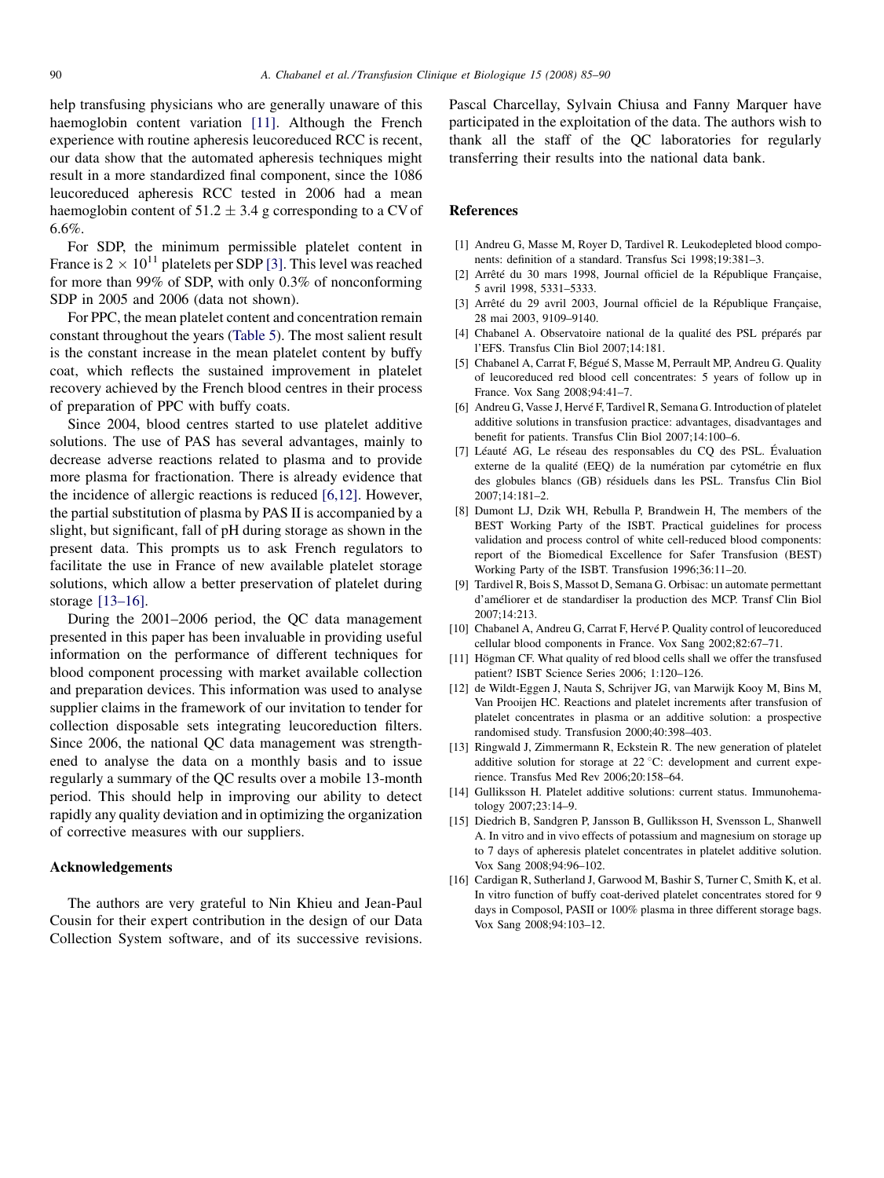help transfusing physicians who are generally unaware of this haemoglobin content variation [11]. Although the French experience with routine apheresis leucoreduced RCC is recent, our data show that the automated apheresis techniques might result in a more standardized final component, since the 1086 leucoreduced apheresis RCC tested in 2006 had a mean haemoglobin content of $51.2 \pm 3.4$ g corresponding to a CV of 6.6%.

For SDP, the minimum permissible platelet content in France is $2 \times 10^{11}$ platelets per SDP [3]. This level was reached for more than 99% of SDP, with only 0.3% of nonconforming SDP in 2005 and 2006 (data not shown).

For PPC, the mean platelet content and concentration remain constant throughout the years (Table 5). The most salient result is the constant increase in the mean platelet content by buffy coat, which reflects the sustained improvement in platelet recovery achieved by the French blood centres in their process of preparation of PPC with buffy coats.

Since 2004, blood centres started to use platelet additive solutions. The use of PAS has several advantages, mainly to decrease adverse reactions related to plasma and to provide more plasma for fractionation. There is already evidence that the incidence of allergic reactions is reduced [6,12]. However, the partial substitution of plasma by PAS II is accompanied by a slight, but significant, fall of pH during storage as shown in the present data. This prompts us to ask French regulators to facilitate the use in France of new available platelet storage solutions, which allow a better preservation of platelet during storage [13–16].

During the 2001–2006 period, the QC data management presented in this paper has been invaluable in providing useful information on the performance of different techniques for blood component processing with market available collection and preparation devices. This information was used to analyse supplier claims in the framework of our invitation to tender for collection disposable sets integrating leucoreduction filters. Since 2006, the national QC data management was strengthened to analyse the data on a monthly basis and to issue regularly a summary of the QC results over a mobile 13-month period. This should help in improving our ability to detect rapidly any quality deviation and in optimizing the organization of corrective measures with our suppliers.

## Acknowledgements

The authors are very grateful to Nin Khieu and Jean-Paul Cousin for their expert contribution in the design of our Data Collection System software, and of its successive revisions. Pascal Charcellay, Sylvain Chiusa and Fanny Marquer have participated in the exploitation of the data. The authors wish to thank all the staff of the QC laboratories for regularly transferring their results into the national data bank.

## References

[1] Andreu G, Masse M, Royer D, Tardivel R. Leukodepleted blood components: definition of a standard. Transfus Sci 1998;19:381–3.

[2] Arrêté du 30 mars 1998, Journal officiel de la République Française, 5 avril 1998, 5331–5333.

[3] Arrêté du 29 avril 2003, Journal officiel de la République Française, 28 mai 2003, 9109–9140.

[4] Chabanel A. Observatoire national de la qualité des PSL préparés par l'EFS. Transfus Clin Biol 2007;14:181.

[5] Chabanel A, Carrat F, Bégué S, Masse M, Perrault MP, Andreu G. Quality of leucoreduced red blood cell concentrates: 5 years of follow up in France. Vox Sang 2008;94:41–7.

[6] Andreu G, Vasse J, Hervé F, Tardivel R, Semana G. Introduction of platelet additive solutions in transfusion practice: advantages, disadvantages and benefit for patients. Transfus Clin Biol 2007;14:100–6.

[7] Léauté AG, Le réseau des responsables du CQ des PSL. Évaluation externe de la qualité (EEQ) de la numération par cytométrie en flux des globules blancs (GB) résiduels dans les PSL. Transfus Clin Biol 2007;14:181–2.

[8] Dumont LJ, Dzik WH, Rebulla P, Brandwein H, The members of the BEST Working Party of the ISBT. Practical guidelines for process validation and process control of white cell-reduced blood components: report of the Biomedical Excellence for Safer Transfusion (BEST) Working Party of the ISBT. Transfusion 1996;36:11–20.

[9] Tardivel R, Bois S, Massot D, Semana G. Orbisac: un automate permettant d'améliorer et de standardiser la production des MCP. Transf Clin Biol 2007;14:213.

[10] Chabanel A, Andreu G, Carrat F, Hervé P. Quality control of leucoreduced cellular blood components in France. Vox Sang 2002;82:67–71.

[11] Högman CF. What quality of red blood cells shall we offer the transfused patient? ISBT Science Series 2006; 1:120–126.

[12] de Wildt-Eggen J, Nauta S, Schrijver JG, van Marwijk Kooy M, Bins M, Van Prooijen HC. Reactions and platelet increments after transfusion of platelet concentrates in plasma or an additive solution: a prospective randomised study. Transfusion 2000;40:398–403.

[13] Ringwald J, Zimmermann R, Eckstein R. The new generation of platelet additive solution for storage at 22 °C: development and current experience. Transfus Med Rev 2006;20:158–64.

[14] Gulliksson H. Platelet additive solutions: current status. Immunohematology 2007;23:14–9.

[15] Diedrich B, Sandgren P, Jansson B, Gulliksson H, Svensson L, Shanwell A. In vitro and in vivo effects of potassium and magnesium on storage up to 7 days of apheresis platelet concentrates in platelet additive solution. Vox Sang 2008;94:96–102.

[16] Cardigan R, Sutherland J, Garwood M, Bashir S, Turner C, Smith K, et al. In vitro function of buffy coat-derived platelet concentrates stored for 9 days in Composol, PASII or 100% plasma in three different storage bags. Vox Sang 2008;94:103–12.